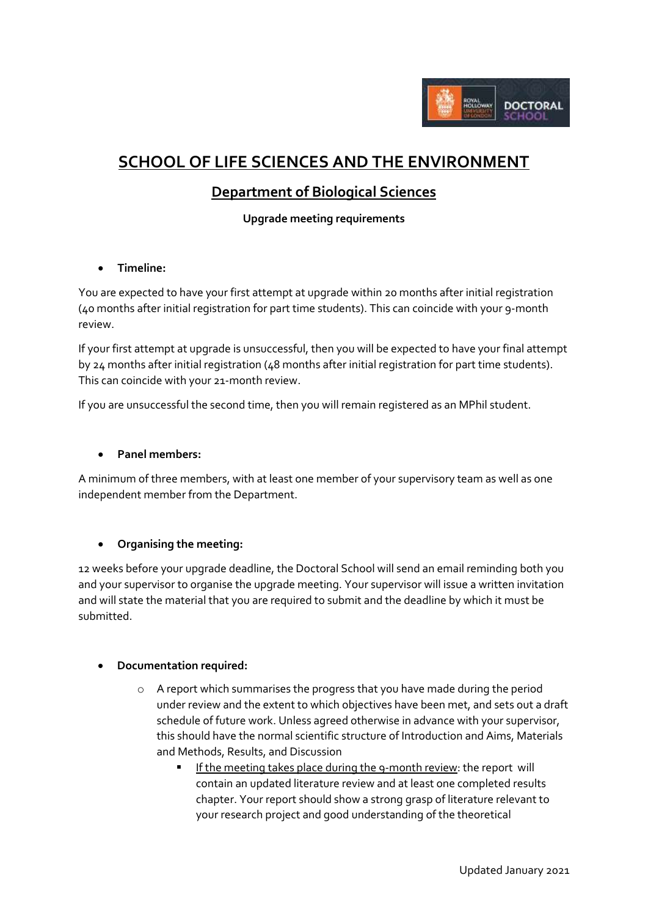# SCHOOL OF LIFE SCIENCES AND THE ENVIRONMENT

## Department of Biological Sciences

### Upgrade meeting requirements

- **Timeline:**

You are expected to have your first attempt at upgrade within 20 months after initial registration (40 months after initial registration for part time students). This can coincide with your 9-month review.

If your first attempt at upgrade is unsuccessful, then you will be expected to have your final attempt by 24 months after initial registration (48 months after initial registration for part time students). This can coincide with your 21-month review.

If you are unsuccessful the second time, then you will remain registered as an MPhil student.

- **Panel members:**

A minimum of three members, with at least one member of your supervisory team as well as one independent member from the Department.

- **Organising the meeting:**

12 weeks before your upgrade deadline, the Doctoral School will send an email reminding both you and your supervisor to organise the upgrade meeting. Your supervisor will issue a written invitation and will state the material that you are required to submit and the deadline by which it must be submitted.

- **Documentation required:**
    - A report which summarises the progress that you have made during the period under review and the extent to which objectives have been met, and sets out a draft schedule of future work. Unless agreed otherwise in advance with your supervisor, this should have the normal scientific structure of Introduction and Aims, Materials and Methods, Results, and Discussion
        - <u>If the meeting takes place during the 9-month review</u>: the report will contain an updated literature review and at least one completed results chapter. Your report should show a strong grasp of literature relevant to your research project and good understanding of the theoretical

Updated January 2021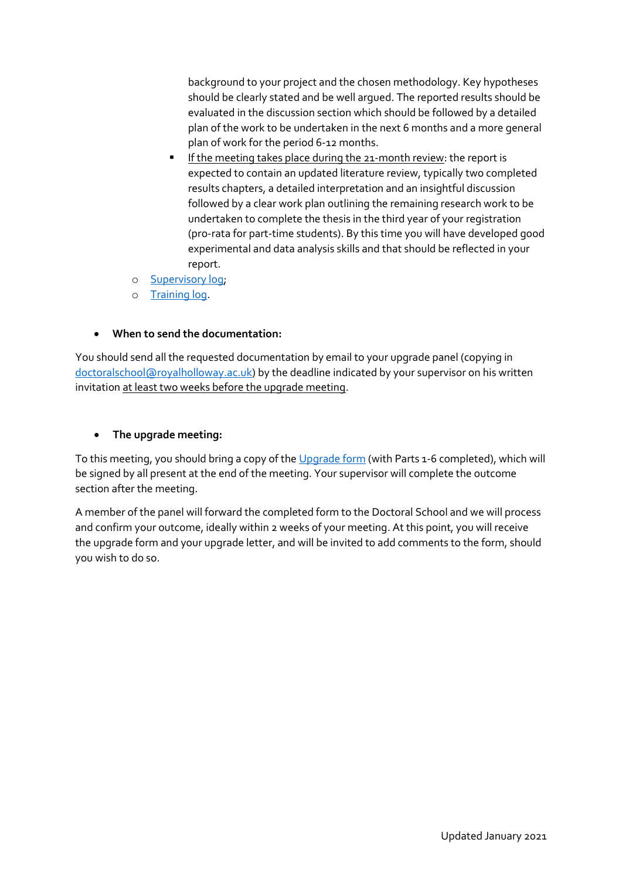background to your project and the chosen methodology. Key hypotheses should be clearly stated and be well argued. The reported results should be evaluated in the discussion section which should be followed by a detailed plan of the work to be undertaken in the next 6 months and a more general plan of work for the period 6-12 months.

    - If the meeting takes place during the 21-month review: the report is expected to contain an updated literature review, typically two completed results chapters, a detailed interpretation and an insightful discussion followed by a clear work plan outlining the remaining research work to be undertaken to complete the thesis in the third year of your registration (pro-rata for part-time students). By this time you will have developed good experimental and data analysis skills and that should be reflected in your report.

  - Supervisory log;
  - Training log.

- **When to send the documentation:**

You should send all the requested documentation by email to your upgrade panel (copying in doctoralschool@royalholloway.ac.uk) by the deadline indicated by your supervisor on his written invitation at least two weeks before the upgrade meeting.

- **The upgrade meeting:**

To this meeting, you should bring a copy of the Upgrade form (with Parts 1-6 completed), which will be signed by all present at the end of the meeting. Your supervisor will complete the outcome section after the meeting.

A member of the panel will forward the completed form to the Doctoral School and we will process and confirm your outcome, ideally within 2 weeks of your meeting. At this point, you will receive the upgrade form and your upgrade letter, and will be invited to add comments to the form, should you wish to do so.

Updated January 2021